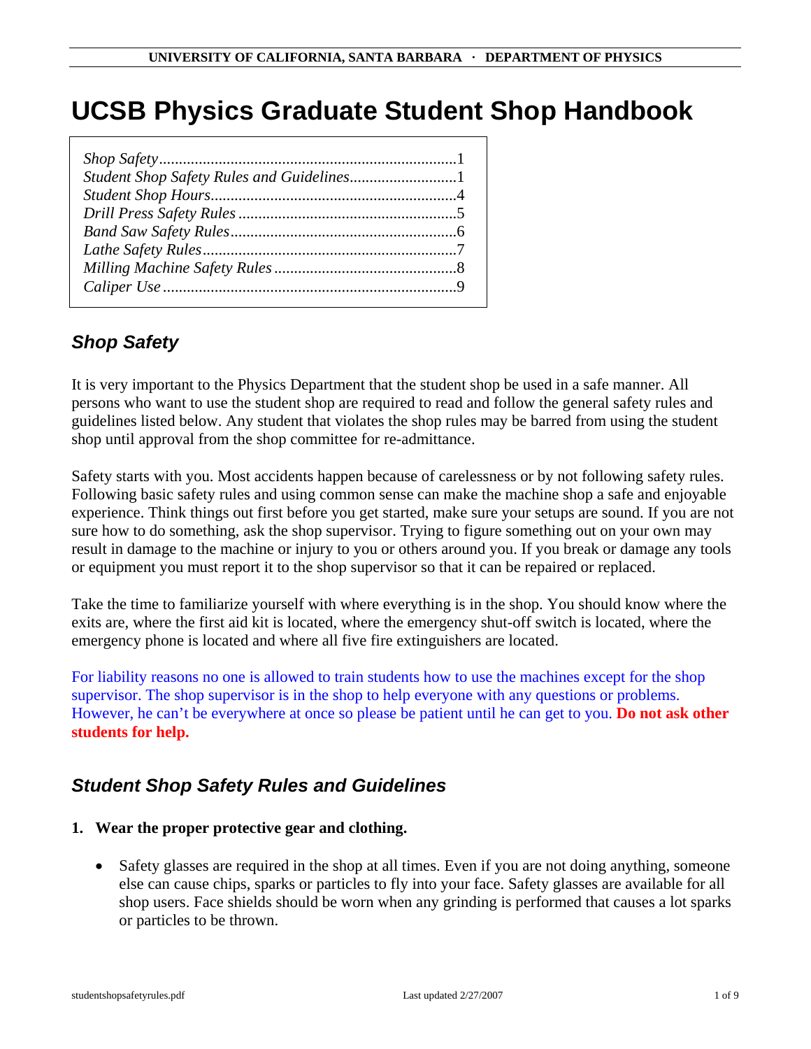# UCSB Physics Graduate Student Shop Handbook

| | |
|---|---|
| *Shop Safety* | 1 |
| *Student Shop Safety Rules and Guidelines* | 1 |
| *Student Shop Hours* | 4 |
| *Drill Press Safety Rules* | 5 |
| *Band Saw Safety Rules* | 6 |
| *Lathe Safety Rules* | 7 |
| *Milling Machine Safety Rules* | 8 |
| *Caliper Use* | 9 |

## *Shop Safety*

It is very important to the Physics Department that the student shop be used in a safe manner. All persons who want to use the student shop are required to read and follow the general safety rules and guidelines listed below. Any student that violates the shop rules may be barred from using the student shop until approval from the shop committee for re-admittance.

Safety starts with you. Most accidents happen because of carelessness or by not following safety rules. Following basic safety rules and using common sense can make the machine shop a safe and enjoyable experience. Think things out first before you get started, make sure your setups are sound. If you are not sure how to do something, ask the shop supervisor. Trying to figure something out on your own may result in damage to the machine or injury to you or others around you. If you break or damage any tools or equipment you must report it to the shop supervisor so that it can be repaired or replaced.

Take the time to familiarize yourself with where everything is in the shop. You should know where the exits are, where the first aid kit is located, where the emergency shut-off switch is located, where the emergency phone is located and where all five fire extinguishers are located.

For liability reasons no one is allowed to train students how to use the machines except for the shop supervisor. The shop supervisor is in the shop to help everyone with any questions or problems. However, he can't be everywhere at once so please be patient until he can get to you. **Do not ask other students for help.**

## *Student Shop Safety Rules and Guidelines*

**1. Wear the proper protective gear and clothing.**

- Safety glasses are required in the shop at all times. Even if you are not doing anything, someone else can cause chips, sparks or particles to fly into your face. Safety glasses are available for all shop users. Face shields should be worn when any grinding is performed that causes a lot sparks or particles to be thrown.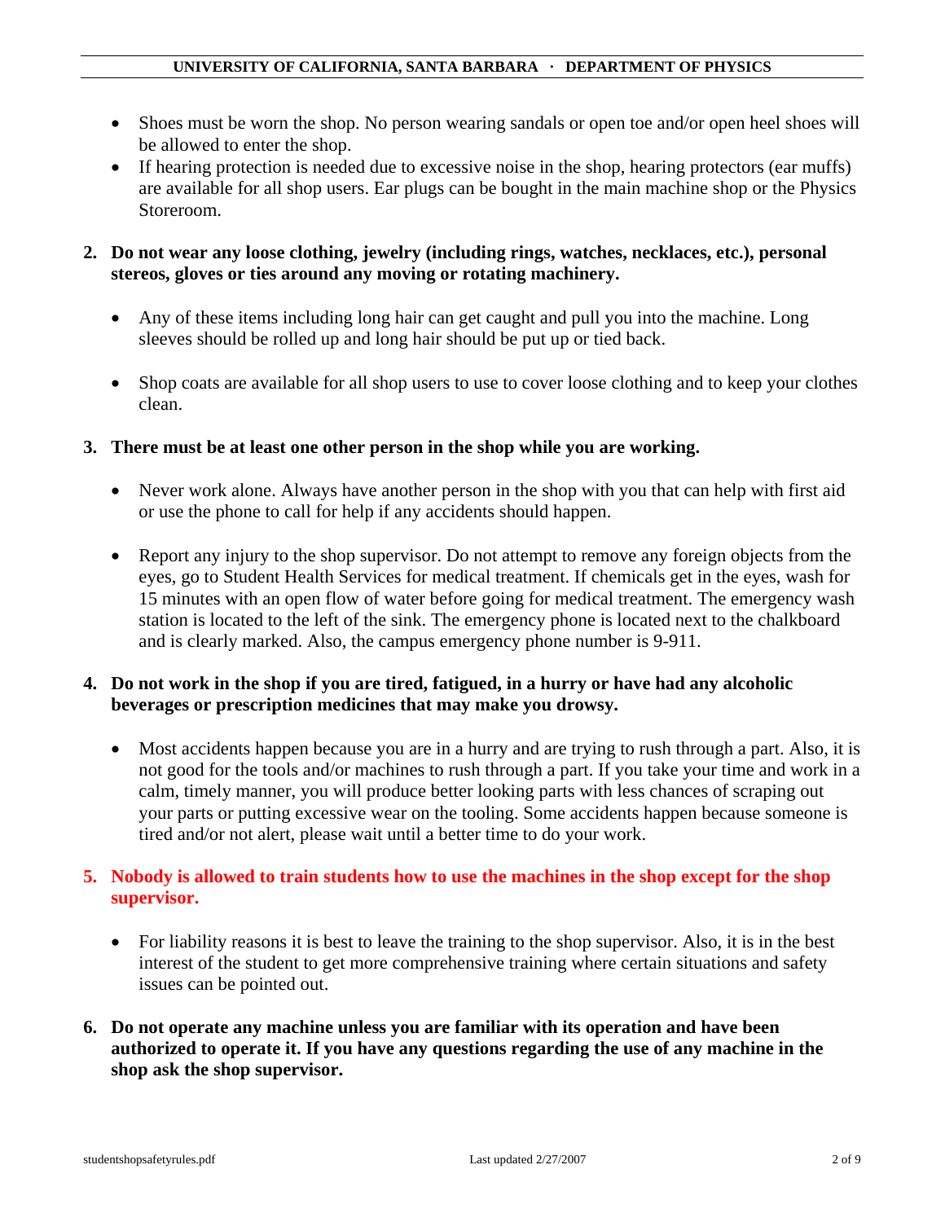- Shoes must be worn the shop. No person wearing sandals or open toe and/or open heel shoes will be allowed to enter the shop.
- If hearing protection is needed due to excessive noise in the shop, hearing protectors (ear muffs) are available for all shop users. Ear plugs can be bought in the main machine shop or the Physics Storeroom.

2. **Do not wear any loose clothing, jewelry (including rings, watches, necklaces, etc.), personal stereos, gloves or ties around any moving or rotating machinery.**

   - Any of these items including long hair can get caught and pull you into the machine. Long sleeves should be rolled up and long hair should be put up or tied back.

   - Shop coats are available for all shop users to use to cover loose clothing and to keep your clothes clean.

3. **There must be at least one other person in the shop while you are working.**

   - Never work alone. Always have another person in the shop with you that can help with first aid or use the phone to call for help if any accidents should happen.

   - Report any injury to the shop supervisor. Do not attempt to remove any foreign objects from the eyes, go to Student Health Services for medical treatment. If chemicals get in the eyes, wash for 15 minutes with an open flow of water before going for medical treatment. The emergency wash station is located to the left of the sink. The emergency phone is located next to the chalkboard and is clearly marked. Also, the campus emergency phone number is 9-911.

4. **Do not work in the shop if you are tired, fatigued, in a hurry or have had any alcoholic beverages or prescription medicines that may make you drowsy.**

   - Most accidents happen because you are in a hurry and are trying to rush through a part. Also, it is not good for the tools and/or machines to rush through a part. If you take your time and work in a calm, timely manner, you will produce better looking parts with less chances of scraping out your parts or putting excessive wear on the tooling. Some accidents happen because someone is tired and/or not alert, please wait until a better time to do your work.

5. **Nobody is allowed to train students how to use the machines in the shop except for the shop supervisor.**

   - For liability reasons it is best to leave the training to the shop supervisor. Also, it is in the best interest of the student to get more comprehensive training where certain situations and safety issues can be pointed out.

6. **Do not operate any machine unless you are familiar with its operation and have been authorized to operate it. If you have any questions regarding the use of any machine in the shop ask the shop supervisor.**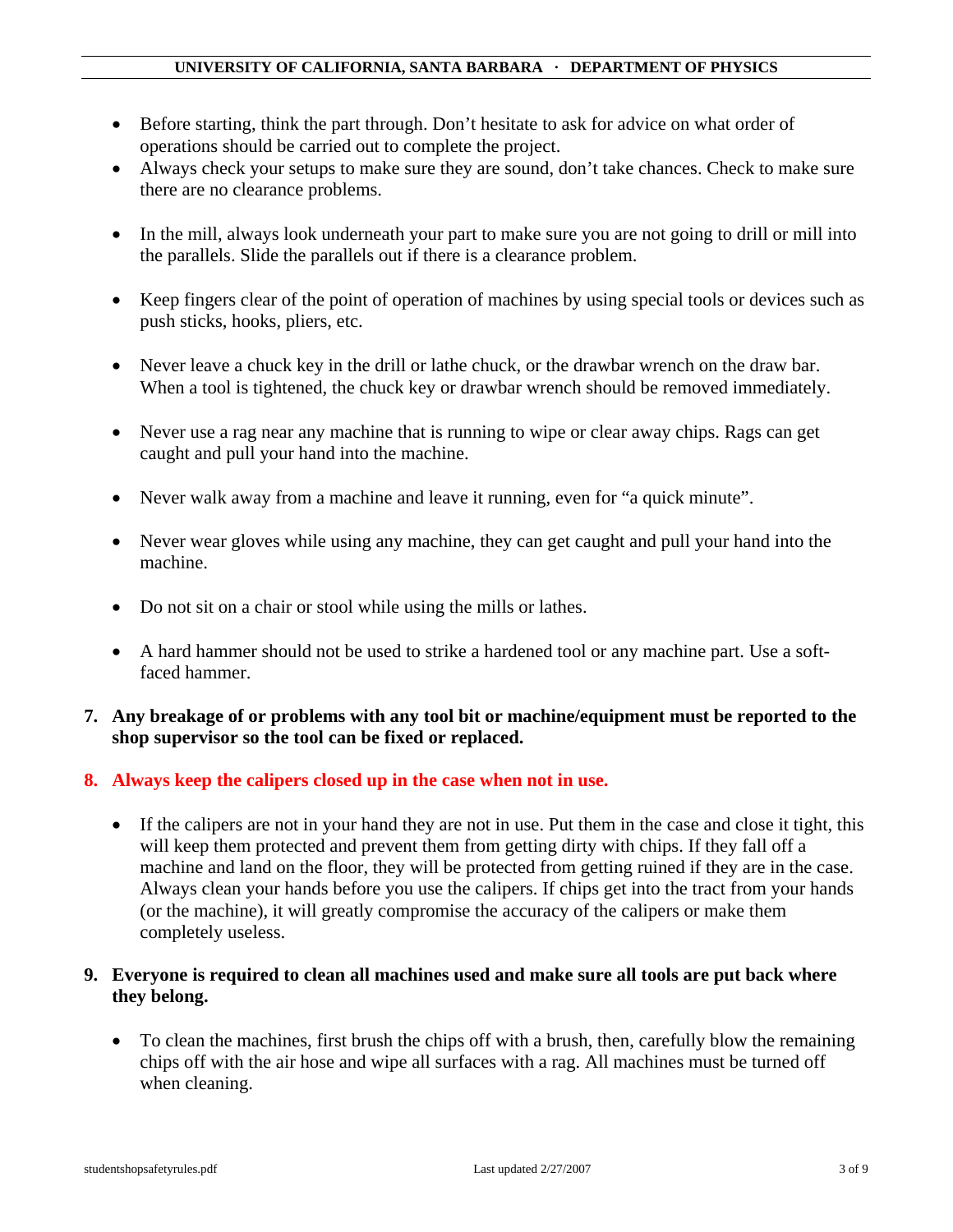- Before starting, think the part through. Don't hesitate to ask for advice on what order of operations should be carried out to complete the project.
- Always check your setups to make sure they are sound, don't take chances. Check to make sure there are no clearance problems.

- In the mill, always look underneath your part to make sure you are not going to drill or mill into the parallels. Slide the parallels out if there is a clearance problem.

- Keep fingers clear of the point of operation of machines by using special tools or devices such as push sticks, hooks, pliers, etc.

- Never leave a chuck key in the drill or lathe chuck, or the drawbar wrench on the draw bar. When a tool is tightened, the chuck key or drawbar wrench should be removed immediately.

- Never use a rag near any machine that is running to wipe or clear away chips. Rags can get caught and pull your hand into the machine.

- Never walk away from a machine and leave it running, even for "a quick minute".

- Never wear gloves while using any machine, they can get caught and pull your hand into the machine.

- Do not sit on a chair or stool while using the mills or lathes.

- A hard hammer should not be used to strike a hardened tool or any machine part. Use a soft-faced hammer.

7. **Any breakage of or problems with any tool bit or machine/equipment must be reported to the shop supervisor so the tool can be fixed or replaced.**

8. **Always keep the calipers closed up in the case when not in use.**

   - If the calipers are not in your hand they are not in use. Put them in the case and close it tight, this will keep them protected and prevent them from getting dirty with chips. If they fall off a machine and land on the floor, they will be protected from getting ruined if they are in the case. Always clean your hands before you use the calipers. If chips get into the tract from your hands (or the machine), it will greatly compromise the accuracy of the calipers or make them completely useless.

9. **Everyone is required to clean all machines used and make sure all tools are put back where they belong.**

   - To clean the machines, first brush the chips off with a brush, then, carefully blow the remaining chips off with the air hose and wipe all surfaces with a rag. All machines must be turned off when cleaning.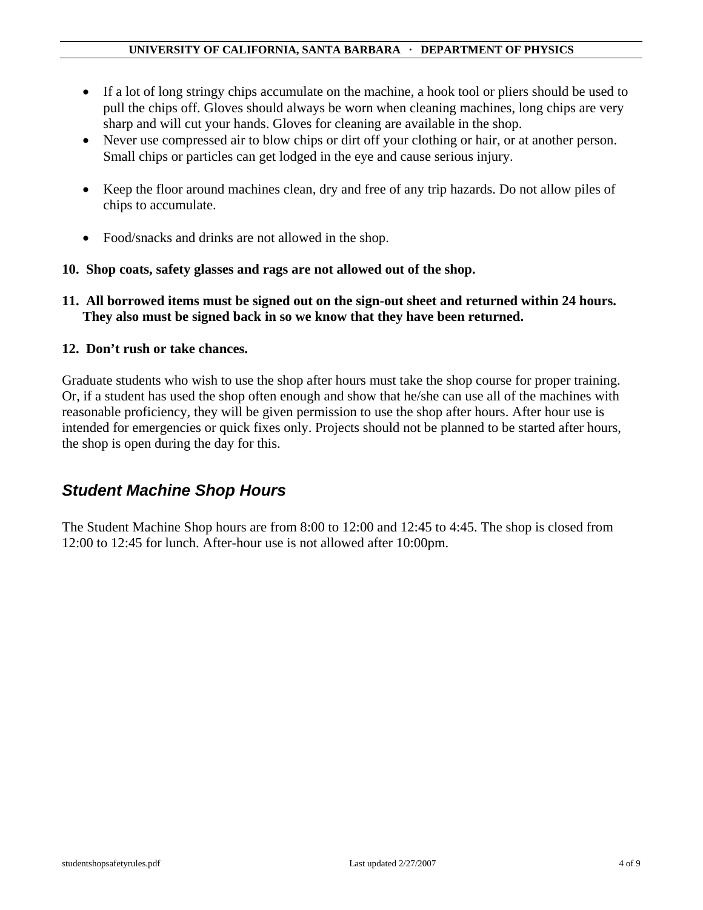- If a lot of long stringy chips accumulate on the machine, a hook tool or pliers should be used to pull the chips off. Gloves should always be worn when cleaning machines, long chips are very sharp and will cut your hands. Gloves for cleaning are available in the shop.
- Never use compressed air to blow chips or dirt off your clothing or hair, or at another person. Small chips or particles can get lodged in the eye and cause serious injury.
- Keep the floor around machines clean, dry and free of any trip hazards. Do not allow piles of chips to accumulate.
- Food/snacks and drinks are not allowed in the shop.

**10. Shop coats, safety glasses and rags are not allowed out of the shop.**

**11. All borrowed items must be signed out on the sign-out sheet and returned within 24 hours. They also must be signed back in so we know that they have been returned.**

**12. Don't rush or take chances.**

Graduate students who wish to use the shop after hours must take the shop course for proper training. Or, if a student has used the shop often enough and show that he/she can use all of the machines with reasonable proficiency, they will be given permission to use the shop after hours. After hour use is intended for emergencies or quick fixes only. Projects should not be planned to be started after hours, the shop is open during the day for this.

## *Student Machine Shop Hours*

The Student Machine Shop hours are from 8:00 to 12:00 and 12:45 to 4:45. The shop is closed from 12:00 to 12:45 for lunch. After-hour use is not allowed after 10:00pm.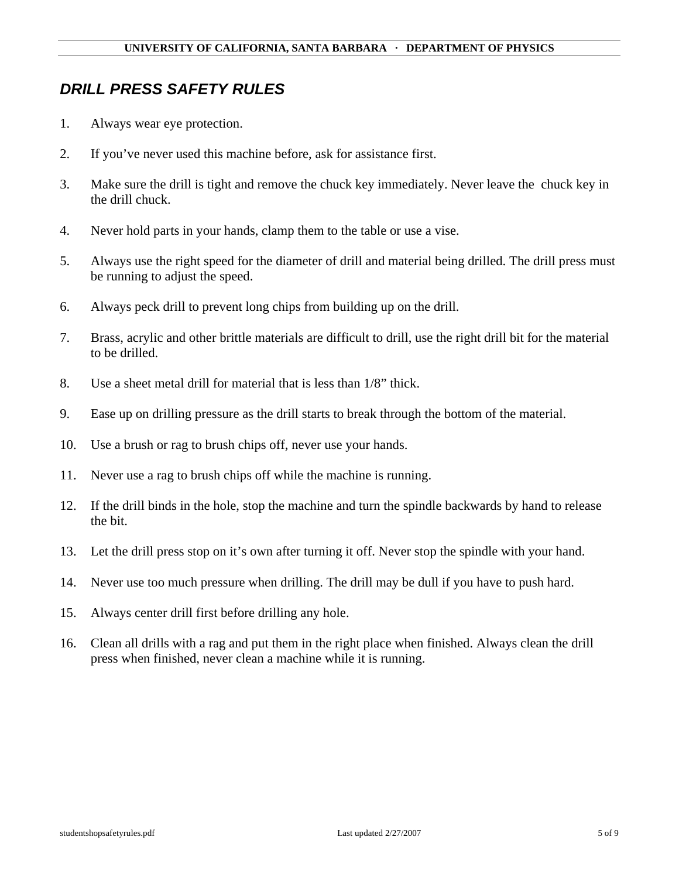## *DRILL PRESS SAFETY RULES*

1. Always wear eye protection.
2. If you've never used this machine before, ask for assistance first.
3. Make sure the drill is tight and remove the chuck key immediately. Never leave the chuck key in the drill chuck.
4. Never hold parts in your hands, clamp them to the table or use a vise.
5. Always use the right speed for the diameter of drill and material being drilled. The drill press must be running to adjust the speed.
6. Always peck drill to prevent long chips from building up on the drill.
7. Brass, acrylic and other brittle materials are difficult to drill, use the right drill bit for the material to be drilled.
8. Use a sheet metal drill for material that is less than 1/8" thick.
9. Ease up on drilling pressure as the drill starts to break through the bottom of the material.
10. Use a brush or rag to brush chips off, never use your hands.
11. Never use a rag to brush chips off while the machine is running.
12. If the drill binds in the hole, stop the machine and turn the spindle backwards by hand to release the bit.
13. Let the drill press stop on it's own after turning it off. Never stop the spindle with your hand.
14. Never use too much pressure when drilling. The drill may be dull if you have to push hard.
15. Always center drill first before drilling any hole.
16. Clean all drills with a rag and put them in the right place when finished. Always clean the drill press when finished, never clean a machine while it is running.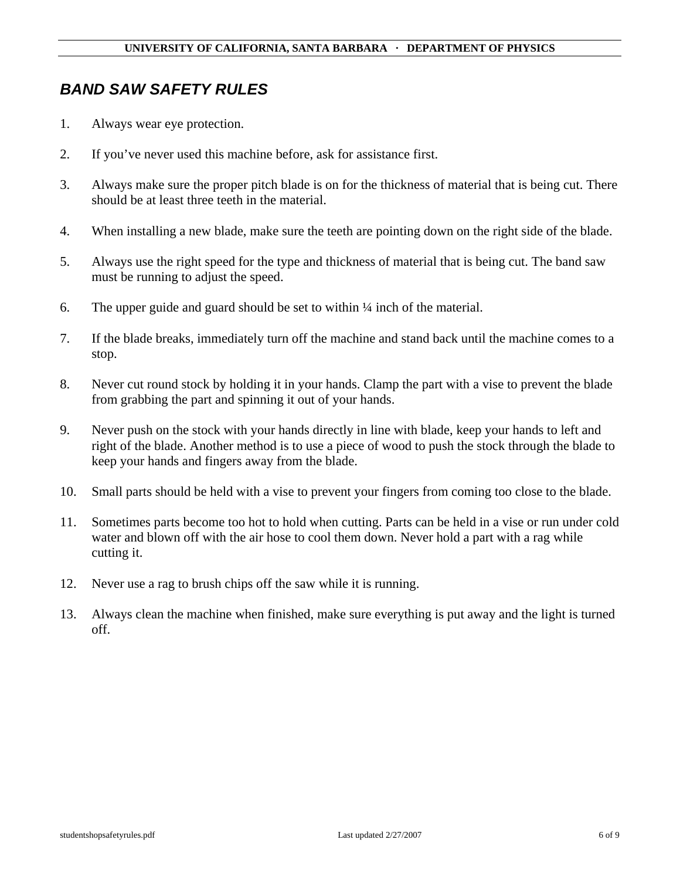## *BAND SAW SAFETY RULES*

1. Always wear eye protection.

2. If you've never used this machine before, ask for assistance first.

3. Always make sure the proper pitch blade is on for the thickness of material that is being cut. There should be at least three teeth in the material.

4. When installing a new blade, make sure the teeth are pointing down on the right side of the blade.

5. Always use the right speed for the type and thickness of material that is being cut. The band saw must be running to adjust the speed.

6. The upper guide and guard should be set to within ¼ inch of the material.

7. If the blade breaks, immediately turn off the machine and stand back until the machine comes to a stop.

8. Never cut round stock by holding it in your hands. Clamp the part with a vise to prevent the blade from grabbing the part and spinning it out of your hands.

9. Never push on the stock with your hands directly in line with blade, keep your hands to left and right of the blade. Another method is to use a piece of wood to push the stock through the blade to keep your hands and fingers away from the blade.

10. Small parts should be held with a vise to prevent your fingers from coming too close to the blade.

11. Sometimes parts become too hot to hold when cutting. Parts can be held in a vise or run under cold water and blown off with the air hose to cool them down. Never hold a part with a rag while cutting it.

12. Never use a rag to brush chips off the saw while it is running.

13. Always clean the machine when finished, make sure everything is put away and the light is turned off.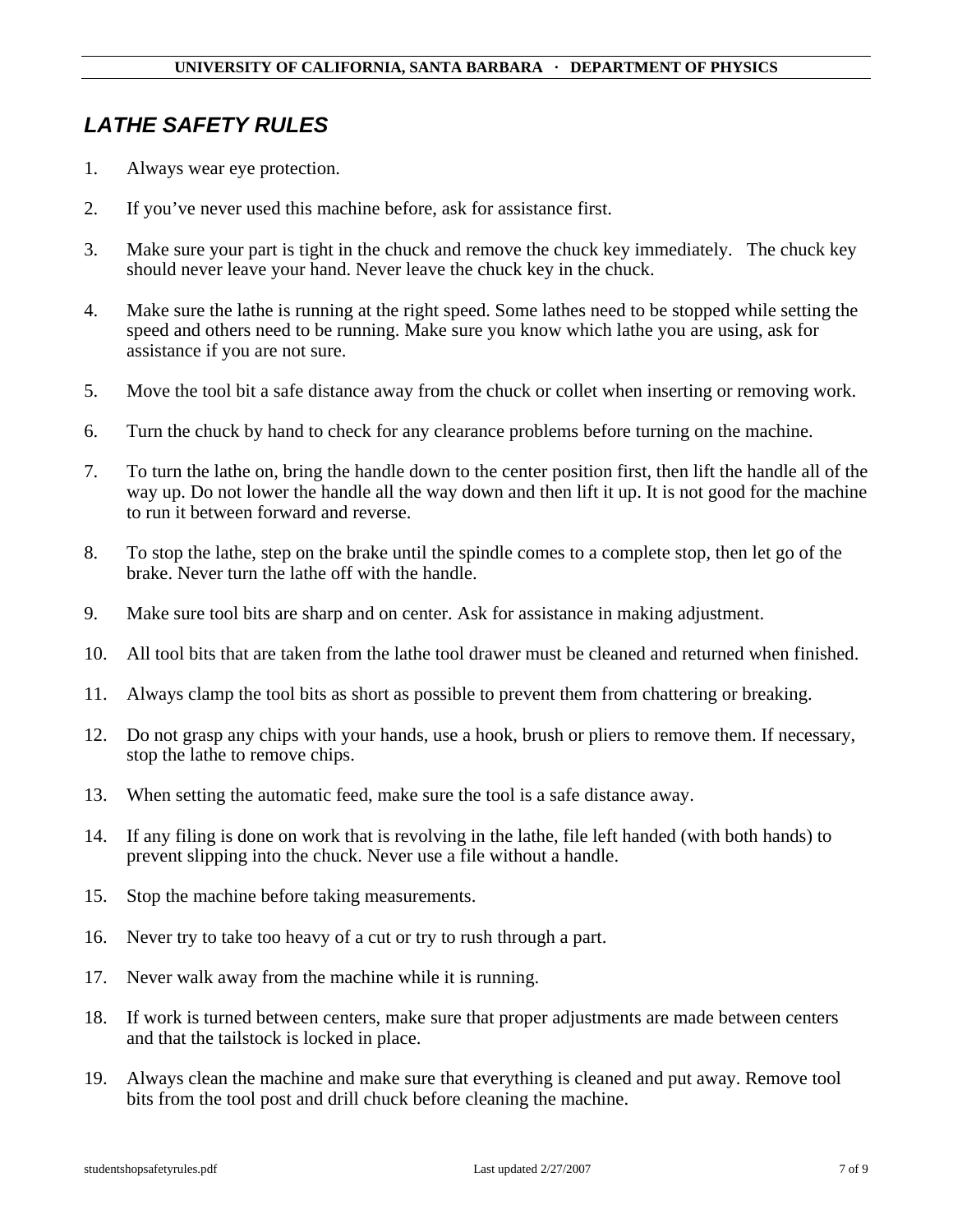## *LATHE SAFETY RULES*

1. Always wear eye protection.

2. If you've never used this machine before, ask for assistance first.

3. Make sure your part is tight in the chuck and remove the chuck key immediately. The chuck key should never leave your hand. Never leave the chuck key in the chuck.

4. Make sure the lathe is running at the right speed. Some lathes need to be stopped while setting the speed and others need to be running. Make sure you know which lathe you are using, ask for assistance if you are not sure.

5. Move the tool bit a safe distance away from the chuck or collet when inserting or removing work.

6. Turn the chuck by hand to check for any clearance problems before turning on the machine.

7. To turn the lathe on, bring the handle down to the center position first, then lift the handle all of the way up. Do not lower the handle all the way down and then lift it up. It is not good for the machine to run it between forward and reverse.

8. To stop the lathe, step on the brake until the spindle comes to a complete stop, then let go of the brake. Never turn the lathe off with the handle.

9. Make sure tool bits are sharp and on center. Ask for assistance in making adjustment.

10. All tool bits that are taken from the lathe tool drawer must be cleaned and returned when finished.

11. Always clamp the tool bits as short as possible to prevent them from chattering or breaking.

12. Do not grasp any chips with your hands, use a hook, brush or pliers to remove them. If necessary, stop the lathe to remove chips.

13. When setting the automatic feed, make sure the tool is a safe distance away.

14. If any filing is done on work that is revolving in the lathe, file left handed (with both hands) to prevent slipping into the chuck. Never use a file without a handle.

15. Stop the machine before taking measurements.

16. Never try to take too heavy of a cut or try to rush through a part.

17. Never walk away from the machine while it is running.

18. If work is turned between centers, make sure that proper adjustments are made between centers and that the tailstock is locked in place.

19. Always clean the machine and make sure that everything is cleaned and put away. Remove tool bits from the tool post and drill chuck before cleaning the machine.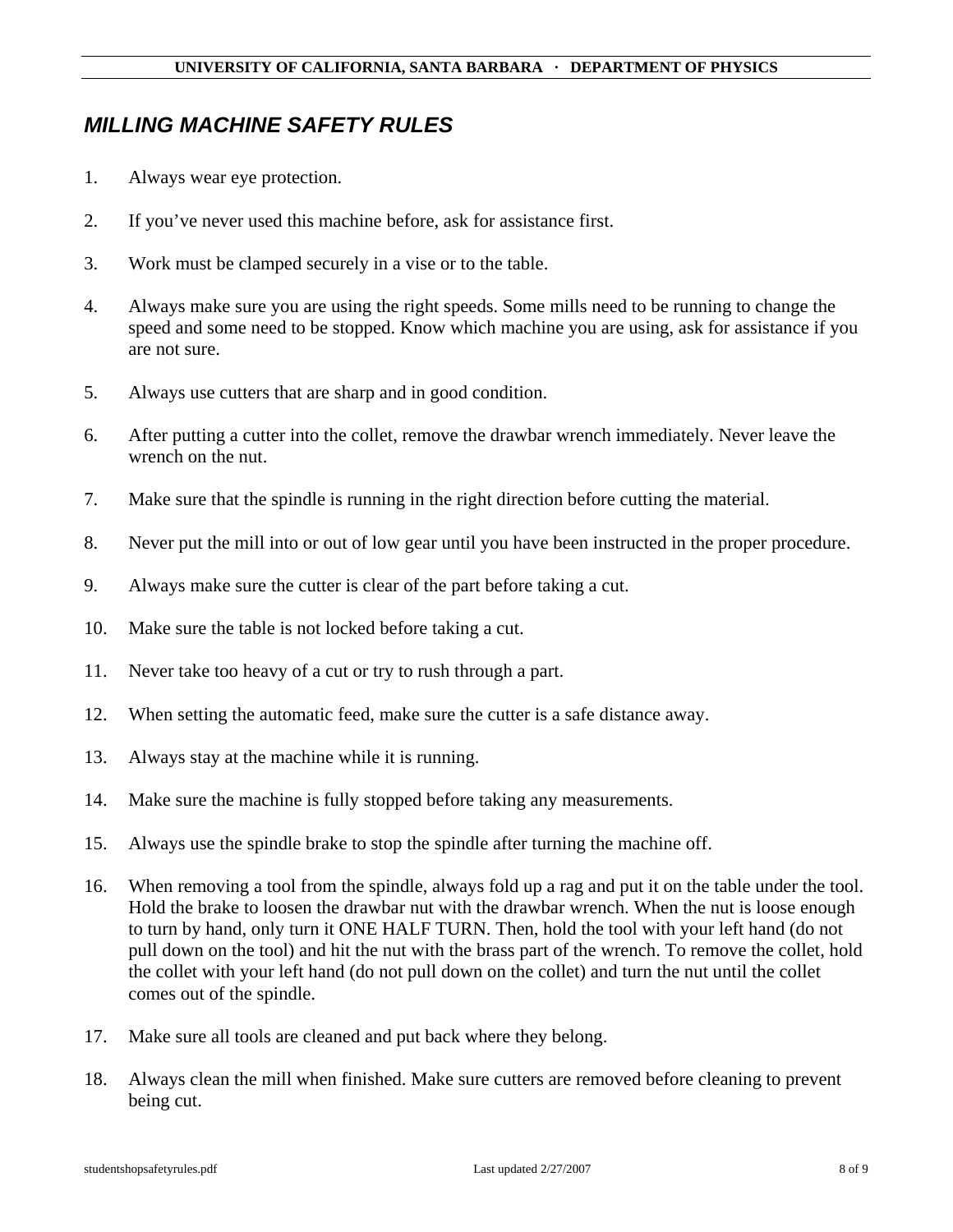## *MILLING MACHINE SAFETY RULES*

1. Always wear eye protection.
2. If you've never used this machine before, ask for assistance first.
3. Work must be clamped securely in a vise or to the table.
4. Always make sure you are using the right speeds. Some mills need to be running to change the speed and some need to be stopped. Know which machine you are using, ask for assistance if you are not sure.
5. Always use cutters that are sharp and in good condition.
6. After putting a cutter into the collet, remove the drawbar wrench immediately. Never leave the wrench on the nut.
7. Make sure that the spindle is running in the right direction before cutting the material.
8. Never put the mill into or out of low gear until you have been instructed in the proper procedure.
9. Always make sure the cutter is clear of the part before taking a cut.
10. Make sure the table is not locked before taking a cut.
11. Never take too heavy of a cut or try to rush through a part.
12. When setting the automatic feed, make sure the cutter is a safe distance away.
13. Always stay at the machine while it is running.
14. Make sure the machine is fully stopped before taking any measurements.
15. Always use the spindle brake to stop the spindle after turning the machine off.
16. When removing a tool from the spindle, always fold up a rag and put it on the table under the tool. Hold the brake to loosen the drawbar nut with the drawbar wrench. When the nut is loose enough to turn by hand, only turn it ONE HALF TURN. Then, hold the tool with your left hand (do not pull down on the tool) and hit the nut with the brass part of the wrench. To remove the collet, hold the collet with your left hand (do not pull down on the collet) and turn the nut until the collet comes out of the spindle.
17. Make sure all tools are cleaned and put back where they belong.
18. Always clean the mill when finished. Make sure cutters are removed before cleaning to prevent being cut.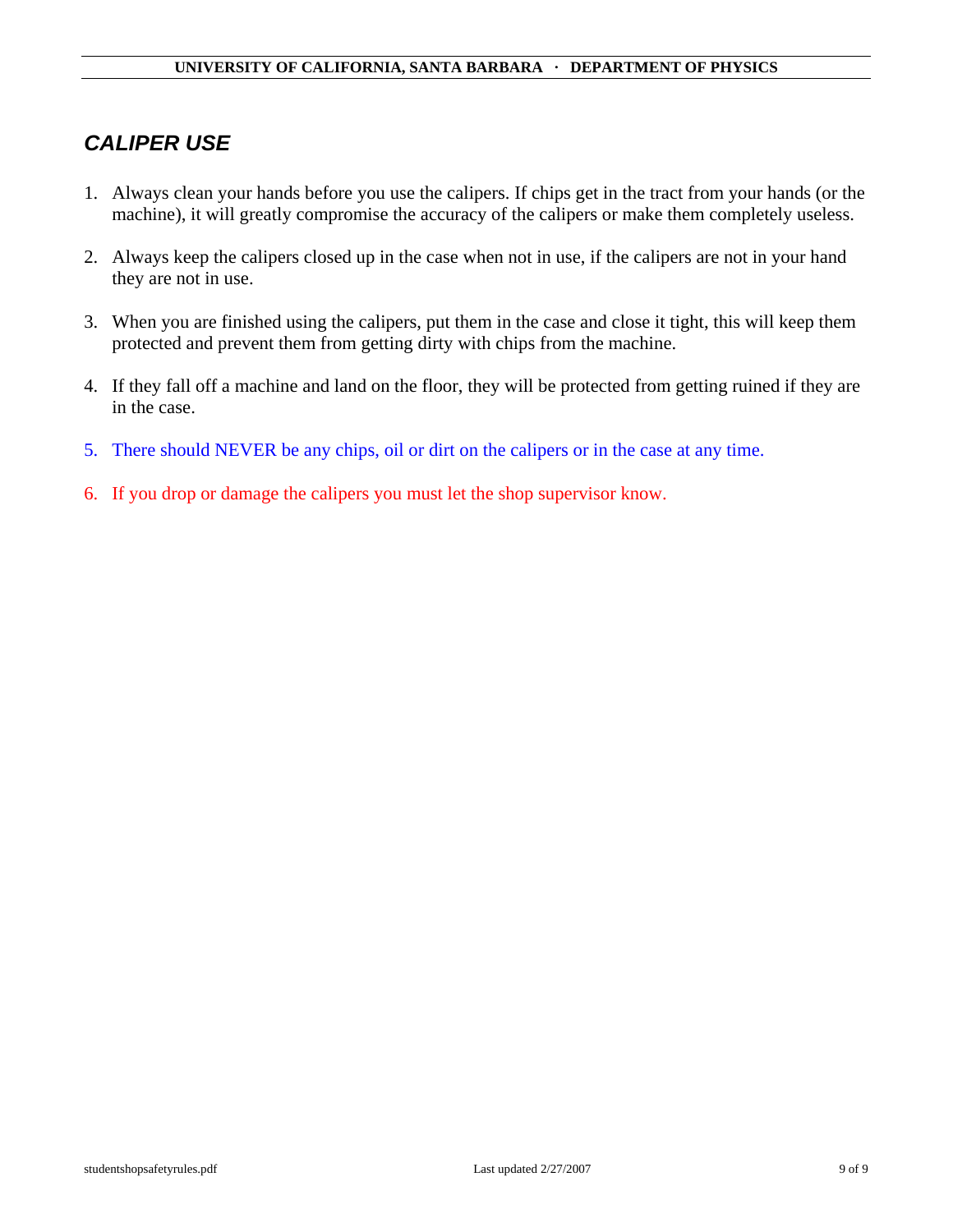## CALIPER USE

1. Always clean your hands before you use the calipers. If chips get in the tract from your hands (or the machine), it will greatly compromise the accuracy of the calipers or make them completely useless.

2. Always keep the calipers closed up in the case when not in use, if the calipers are not in your hand they are not in use.

3. When you are finished using the calipers, put them in the case and close it tight, this will keep them protected and prevent them from getting dirty with chips from the machine.

4. If they fall off a machine and land on the floor, they will be protected from getting ruined if they are in the case.

5. There should NEVER be any chips, oil or dirt on the calipers or in the case at any time.

6. If you drop or damage the calipers you must let the shop supervisor know.